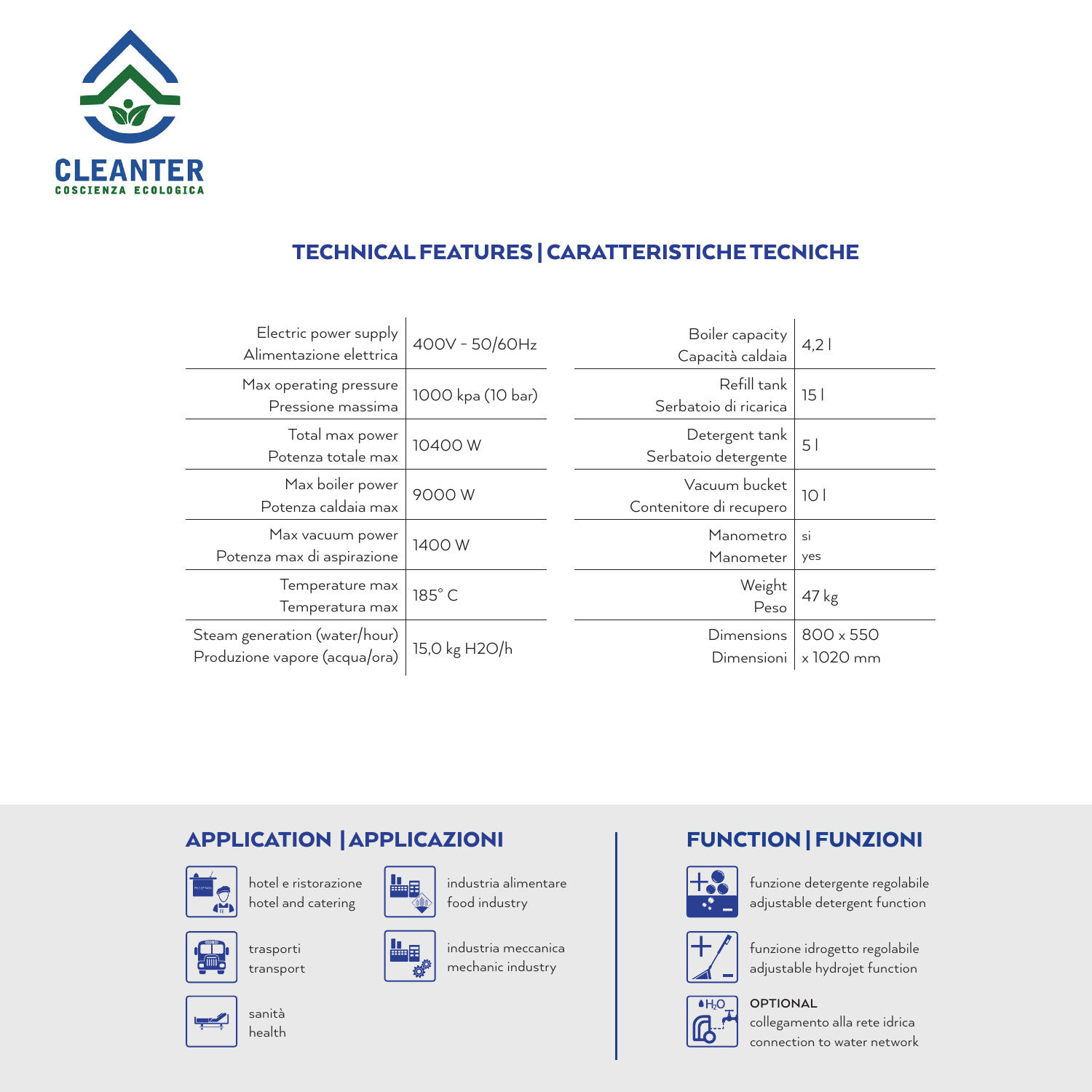CLEANTER
COSCIENZA ECOLOGICA

## TECHNICAL FEATURES | CARATTERISTICHE TECNICHE

| | |
|---|---|
| Electric power supply<br>Alimentazione elettrica | 400V - 50/60Hz |
| Max operating pressure<br>Pressione massima | 1000 kpa (10 bar) |
| Total max power<br>Potenza totale max | 10400 W |
| Max boiler power<br>Potenza caldaia max | 9000 W |
| Max vacuum power<br>Potenza max di aspirazione | 1400 W |
| Temperature max<br>Temperatura max | 185° C |
| Steam generation (water/hour)<br>Produzione vapore (acqua/ora) | 15,0 kg $H_2O$/h |

| | |
|---|---|
| Boiler capacity<br>Capacità caldaia | 4,2 l |
| Refill tank<br>Serbatoio di ricarica | 15 l |
| Detergent tank<br>Serbatoio detergente | 5 l |
| Vacuum bucket<br>Contenitore di recupero | 10 l |
| Manometro<br>Manometer | si<br>yes |
| Weight<br>Peso | 47 kg |
| Dimensions<br>Dimensioni | 800 x 550<br>x 1020 mm |

## APPLICATION | APPLICAZIONI

- hotel e ristorazione / hotel and catering
- industria alimentare / food industry
- trasporti / transport
- industria meccanica / mechanic industry
- sanità / health

## FUNCTION | FUNZIONI

- funzione detergente regolabile / adjustable detergent function
- funzione idrogetto regolabile / adjustable hydrojet function
- **OPTIONAL** collegamento alla rete idrica / connection to water network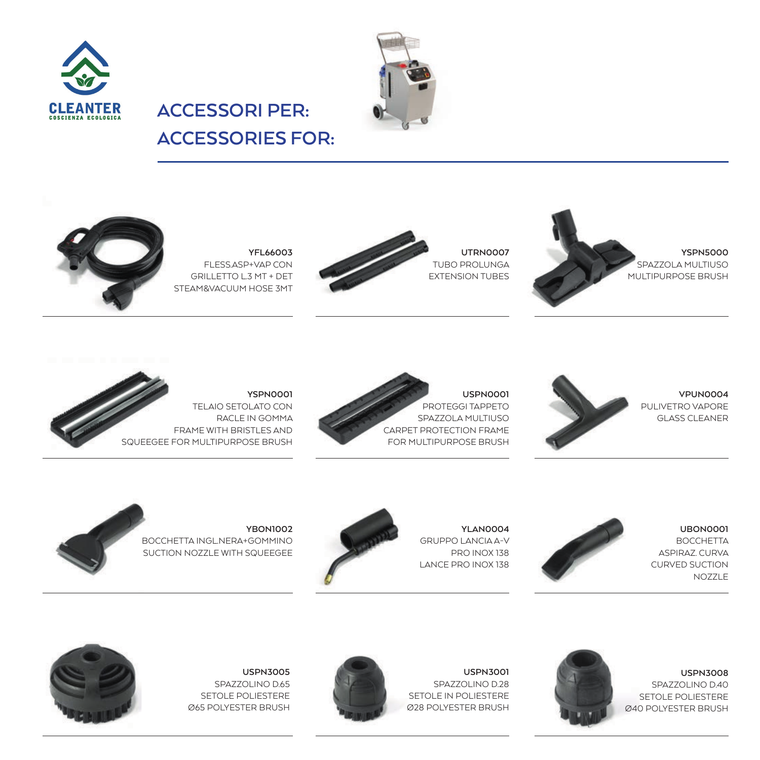CLEANTER
COSCIENZA ECOLOGICA

# ACCESSORI PER:
# ACCESSORIES FOR:

**YFL66003**
FLESS.ASP+VAP CON
GRILLETTO L.3 MT + DET
STEAM&VACUUM HOSE 3MT

**UTRN0007**
TUBO PROLUNGA
EXTENSION TUBES

**YSPN5000**
SPAZZOLA MULTIUSO
MULTIPURPOSE BRUSH

**YSPN0001**
TELAIO SETOLATO CON
RACLE IN GOMMA
FRAME WITH BRISTLES AND
SQUEEGEE FOR MULTIPURPOSE BRUSH

**USPN0001**
PROTEGGI TAPPETO
SPAZZOLA MULTIUSO
CARPET PROTECTION FRAME
FOR MULTIPURPOSE BRUSH

**VPUN0004**
PULIVETRO VAPORE
GLASS CLEANER

**YBON1002**
BOCCHETTA INGL.NERA+GOMMINO
SUCTION NOZZLE WITH SQUEEGEE

**YLAN0004**
GRUPPO LANCIA A-V
PRO INOX 138
LANCE PRO INOX 138

**UBON0001**
BOCCHETTA
ASPIRAZ. CURVA
CURVED SUCTION
NOZZLE

**USPN3005**
SPAZZOLINO D.65
SETOLE POLIESTERE
Ø65 POLYESTER BRUSH

**USPN3001**
SPAZZOLINO D.28
SETOLE IN POLIESTERE
Ø28 POLYESTER BRUSH

**USPN3008**
SPAZZOLINO D.40
SETOLE POLIESTERE
Ø40 POLYESTER BRUSH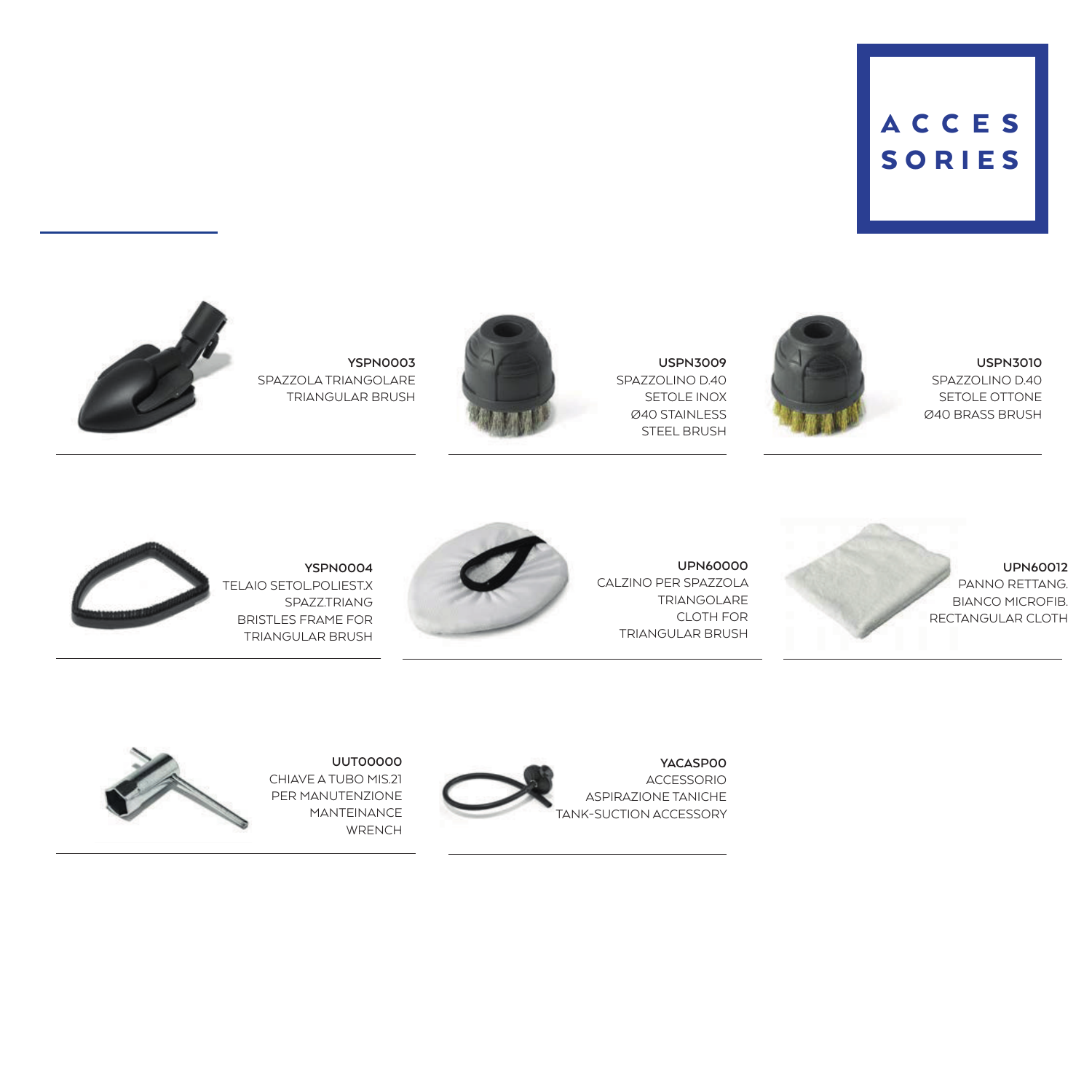# ACCESSORIES

**YSPN0003**
SPAZZOLA TRIANGOLARE
TRIANGULAR BRUSH

**USPN3009**
SPAZZOLINO D.40
SETOLE INOX
Ø40 STAINLESS
STEEL BRUSH

**USPN3010**
SPAZZOLINO D.40
SETOLE OTTONE
Ø40 BRASS BRUSH

**YSPN0004**
TELAIO SETOL.POLIEST.X
SPAZZ.TRIANG
BRISTLES FRAME FOR
TRIANGULAR BRUSH

**UPN60000**
CALZINO PER SPAZZOLA
TRIANGOLARE
CLOTH FOR
TRIANGULAR BRUSH

**UPN60012**
PANNO RETTANG.
BIANCO MICROFIB.
RECTANGULAR CLOTH

**UUT00000**
CHIAVE A TUBO MIS.21
PER MANUTENZIONE
MANTEINANCE
WRENCH

**YACASP00**
ACCESSORIO
ASPIRAZIONE TANICHE
TANK-SUCTION ACCESSORY